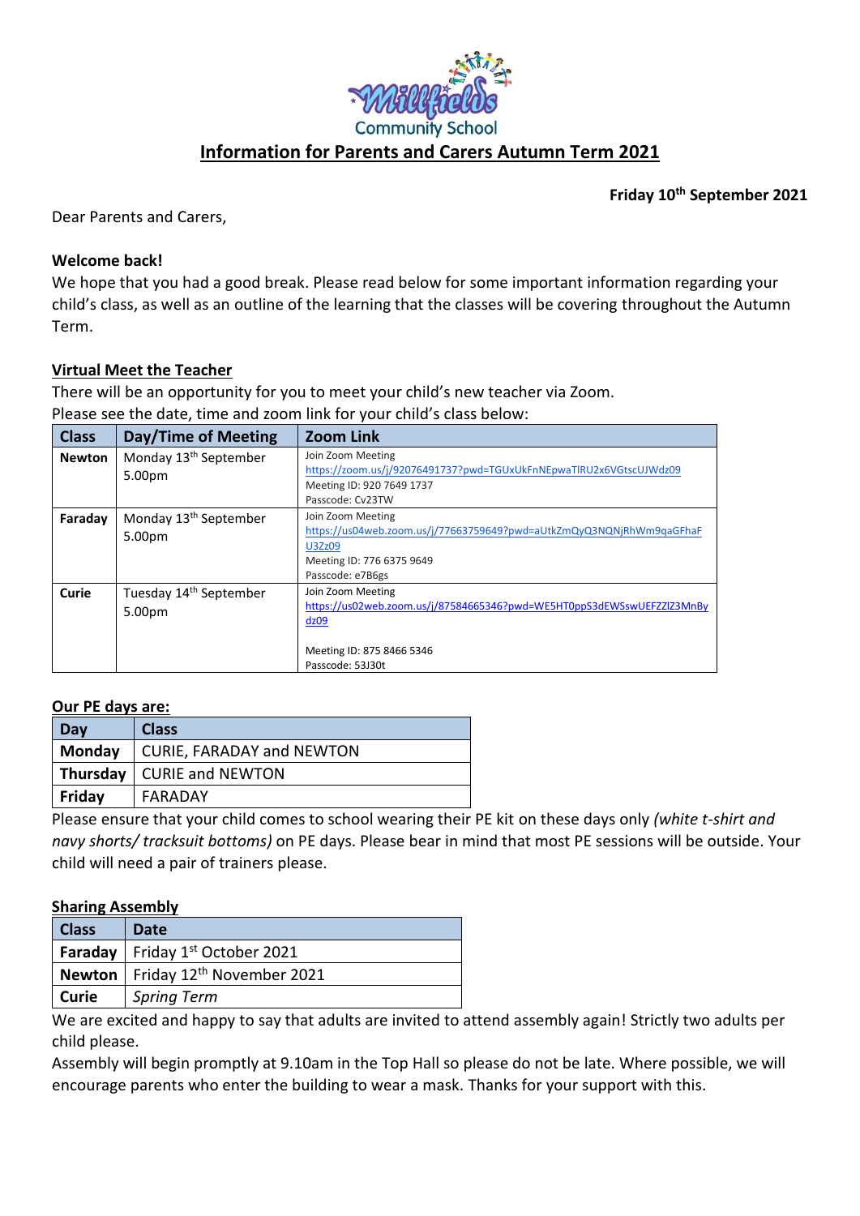Millfields Community School

# Information for Parents and Carers Autumn Term 2021

**Friday 10th September 2021**

Dear Parents and Carers,

**Welcome back!**

We hope that you had a good break. Please read below for some important information regarding your child's class, as well as an outline of the learning that the classes will be covering throughout the Autumn Term.

**Virtual Meet the Teacher**

There will be an opportunity for you to meet your child's new teacher via Zoom.
Please see the date, time and zoom link for your child's class below:

| Class | Day/Time of Meeting | Zoom Link |
|---|---|---|
| **Newton** | Monday 13th September 5.00pm | Join Zoom Meeting https://zoom.us/j/92076491737?pwd=TGUxUkFnNEpwaTlRU2x6VGtscUJWdz09 Meeting ID: 920 7649 1737 Passcode: Cv23TW |
| **Faraday** | Monday 13th September 5.00pm | Join Zoom Meeting https://us04web.zoom.us/j/77663759649?pwd=aUtkZmQyQ3NQNjRhWm9qaGFhaFU3Zz09 Meeting ID: 776 6375 9649 Passcode: e7B6gs |
| **Curie** | Tuesday 14th September 5.00pm | Join Zoom Meeting https://us02web.zoom.us/j/87584665346?pwd=WE5HT0ppS3dEWSswUEFZZlZ3MnBydz09 Meeting ID: 875 8466 5346 Passcode: 53J30t |

**Our PE days are:**

| Day | Class |
|---|---|
| **Monday** | CURIE, FARADAY and NEWTON |
| **Thursday** | CURIE and NEWTON |
| **Friday** | FARADAY |

Please ensure that your child comes to school wearing their PE kit on these days only *(white t-shirt and navy shorts/ tracksuit bottoms)* on PE days. Please bear in mind that most PE sessions will be outside. Your child will need a pair of trainers please.

**Sharing Assembly**

| Class | Date |
|---|---|
| **Faraday** | Friday 1st October 2021 |
| **Newton** | Friday 12th November 2021 |
| **Curie** | *Spring Term* |

We are excited and happy to say that adults are invited to attend assembly again! Strictly two adults per child please.

Assembly will begin promptly at 9.10am in the Top Hall so please do not be late. Where possible, we will encourage parents who enter the building to wear a mask. Thanks for your support with this.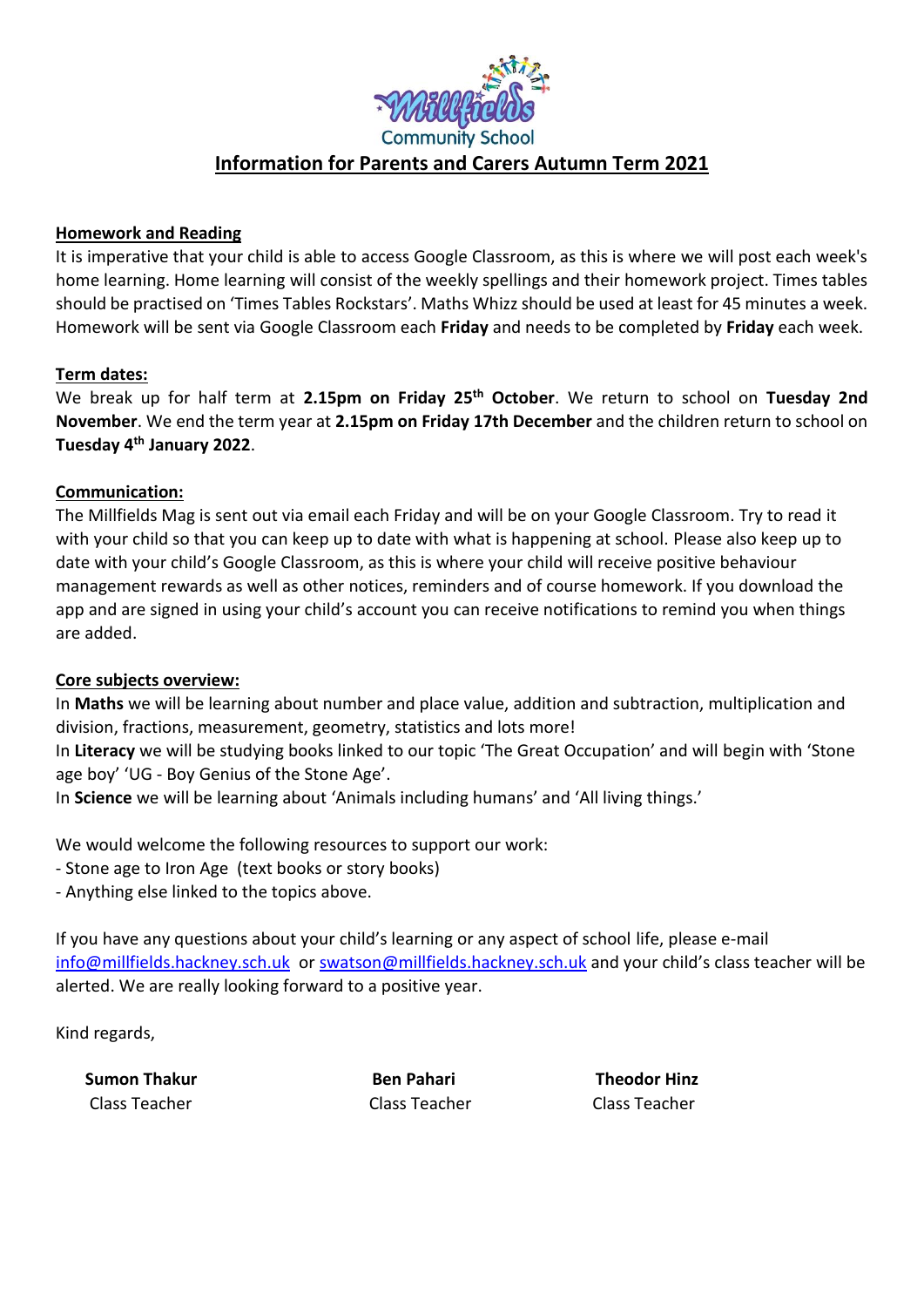Millfields Community School

# Information for Parents and Carers Autumn Term 2021

**Homework and Reading**

It is imperative that your child is able to access Google Classroom, as this is where we will post each week's home learning. Home learning will consist of the weekly spellings and their homework project. Times tables should be practised on 'Times Tables Rockstars'. Maths Whizz should be used at least for 45 minutes a week. Homework will be sent via Google Classroom each **Friday** and needs to be completed by **Friday** each week.

**Term dates:**

We break up for half term at **2.15pm on Friday 25th October**. We return to school on **Tuesday 2nd November**. We end the term year at **2.15pm on Friday 17th December** and the children return to school on **Tuesday 4th January 2022**.

**Communication:**

The Millfields Mag is sent out via email each Friday and will be on your Google Classroom. Try to read it with your child so that you can keep up to date with what is happening at school. Please also keep up to date with your child's Google Classroom, as this is where your child will receive positive behaviour management rewards as well as other notices, reminders and of course homework. If you download the app and are signed in using your child's account you can receive notifications to remind you when things are added.

**Core subjects overview:**

In **Maths** we will be learning about number and place value, addition and subtraction, multiplication and division, fractions, measurement, geometry, statistics and lots more!

In **Literacy** we will be studying books linked to our topic 'The Great Occupation' and will begin with 'Stone age boy' 'UG - Boy Genius of the Stone Age'.

In **Science** we will be learning about 'Animals including humans' and 'All living things.'

We would welcome the following resources to support our work:

- Stone age to Iron Age (text books or story books)
- Anything else linked to the topics above.

If you have any questions about your child's learning or any aspect of school life, please e-mail info@millfields.hackney.sch.uk or swatson@millfields.hackney.sch.uk and your child's class teacher will be alerted. We are really looking forward to a positive year.

Kind regards,

**Sumon Thakur**
Class Teacher

**Ben Pahari**
Class Teacher

**Theodor Hinz**
Class Teacher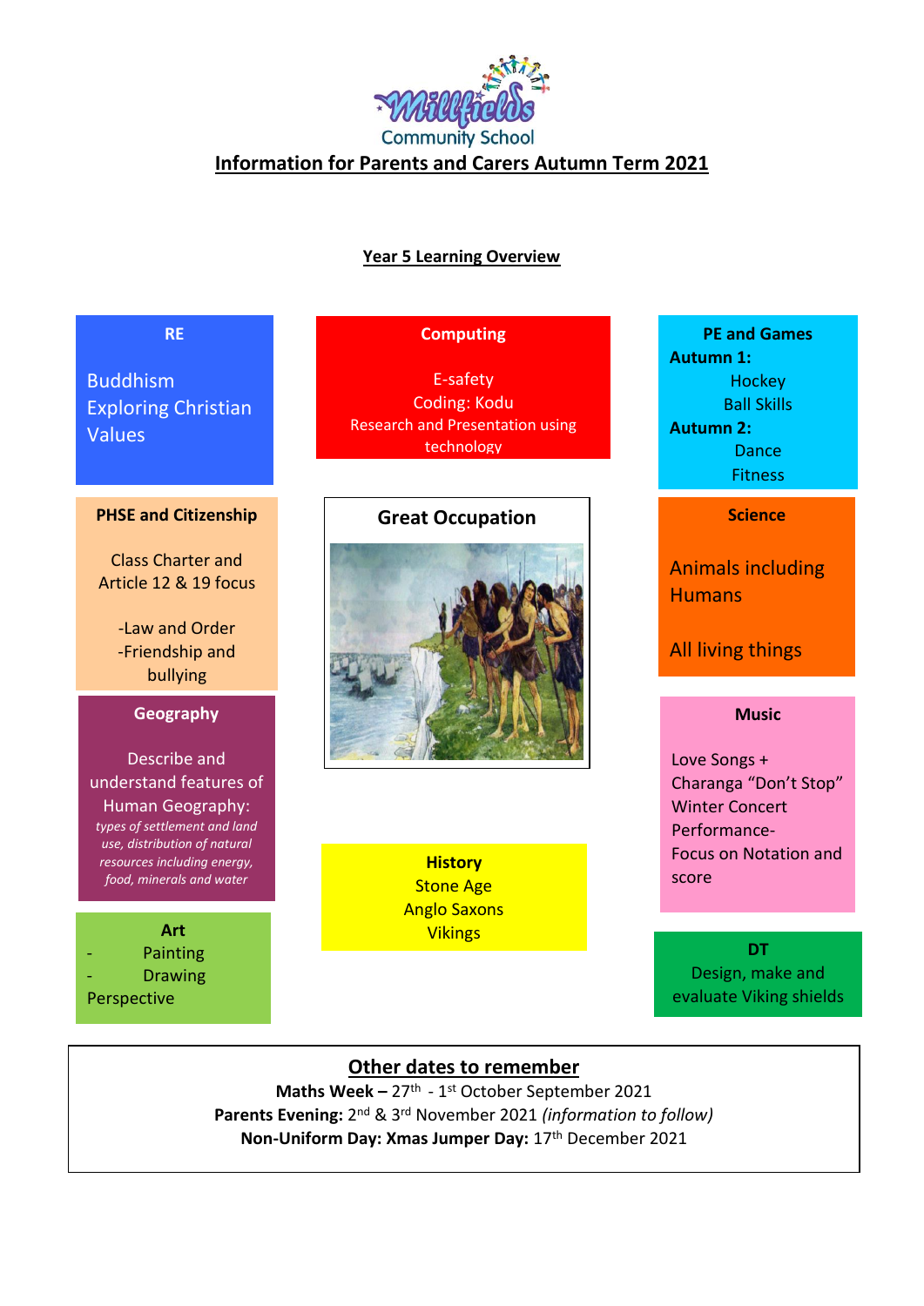Millfields Community School

# Information for Parents and Carers Autumn Term 2021

## Year 5 Learning Overview

**RE**

Buddhism
Exploring Christian Values

**Computing**

E-safety
Coding: Kodu
Research and Presentation using technology

**PE and Games**

**Autumn 1:**
Hockey
Ball Skills

**Autumn 2:**
Dance
Fitness

**PHSE and Citizenship**

Class Charter and Article 12 & 19 focus

- Law and Order
- Friendship and bullying

**Great Occupation**

**Science**

Animals including Humans

All living things

**Geography**

Describe and understand features of Human Geography:
*types of settlement and land use, distribution of natural resources including energy, food, minerals and water*

**Music**

Love Songs + Charanga "Don't Stop"
Winter Concert Performance-
Focus on Notation and score

**History**

Stone Age
Anglo Saxons
Vikings

**Art**

- Painting
- Drawing

Perspective

**DT**

Design, make and evaluate Viking shields

## Other dates to remember

**Maths Week –** 27th - 1st October September 2021
**Parents Evening:** 2nd & 3rd November 2021 *(information to follow)*
**Non-Uniform Day: Xmas Jumper Day:** 17th December 2021